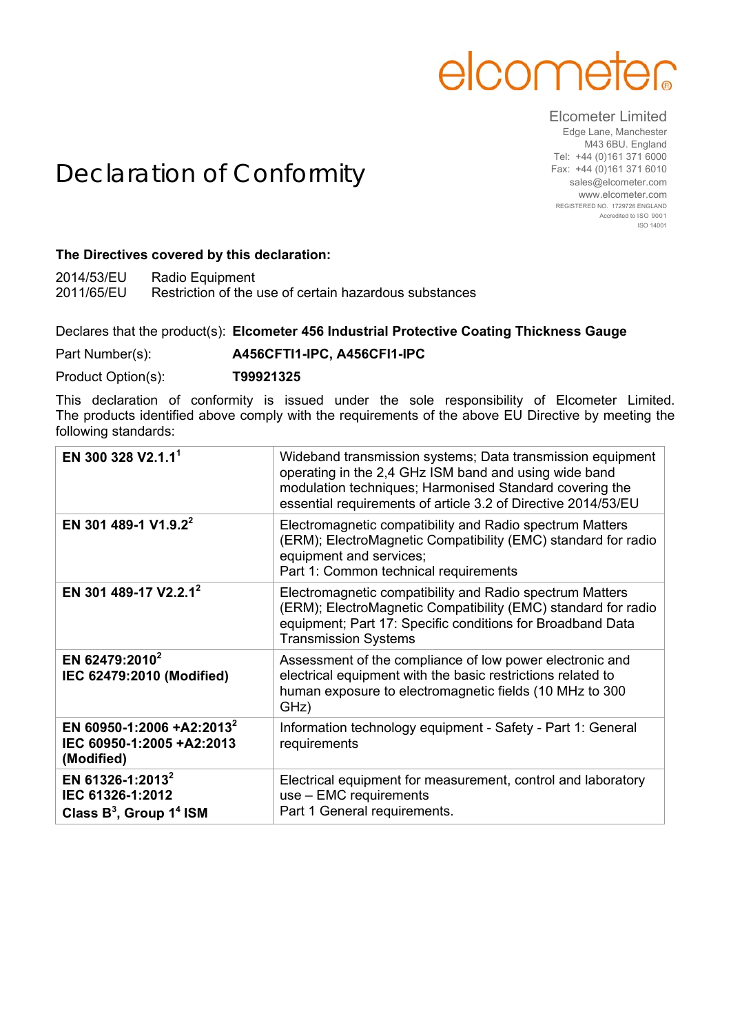elcometer®

Elcometer Limited
Edge Lane, Manchester
M43 6BU. England
Tel: +44 (0)161 371 6000
Fax: +44 (0)161 371 6010
sales@elcometer.com
www.elcometer.com
REGISTERED NO. 1729726 ENGLAND
Accredited to ISO 9001
ISO 14001

# Declaration of Conformity

**The Directives covered by this declaration:**

2014/53/EU Radio Equipment
2011/65/EU Restriction of the use of certain hazardous substances

Declares that the product(s): **Elcometer 456 Industrial Protective Coating Thickness Gauge**

Part Number(s): **A456CFTI1-IPC, A456CFI1-IPC**

Product Option(s): **T99921325**

This declaration of conformity is issued under the sole responsibility of Elcometer Limited. The products identified above comply with the requirements of the above EU Directive by meeting the following standards:

| Standard | Description |
|---|---|
| **EN 300 328 V2.1.1**[1] | Wideband transmission systems; Data transmission equipment operating in the 2,4 GHz ISM band and using wide band modulation techniques; Harmonised Standard covering the essential requirements of article 3.2 of Directive 2014/53/EU |
| **EN 301 489-1 V1.9.2**[2] | Electromagnetic compatibility and Radio spectrum Matters (ERM); ElectroMagnetic Compatibility (EMC) standard for radio equipment and services; Part 1: Common technical requirements |
| **EN 301 489-17 V2.2.1**[2] | Electromagnetic compatibility and Radio spectrum Matters (ERM); ElectroMagnetic Compatibility (EMC) standard for radio equipment; Part 17: Specific conditions for Broadband Data Transmission Systems |
| **EN 62479:2010**[2] **IEC 62479:2010 (Modified)** | Assessment of the compliance of low power electronic and electrical equipment with the basic restrictions related to human exposure to electromagnetic fields (10 MHz to 300 GHz) |
| **EN 60950-1:2006 +A2:2013**[2] **IEC 60950-1:2005 +A2:2013 (Modified)** | Information technology equipment - Safety - Part 1: General requirements |
| **EN 61326-1:2013**[2] **IEC 61326-1:2012 Class B**[3]**, Group 1**[4] **ISM** | Electrical equipment for measurement, control and laboratory use – EMC requirements Part 1 General requirements. |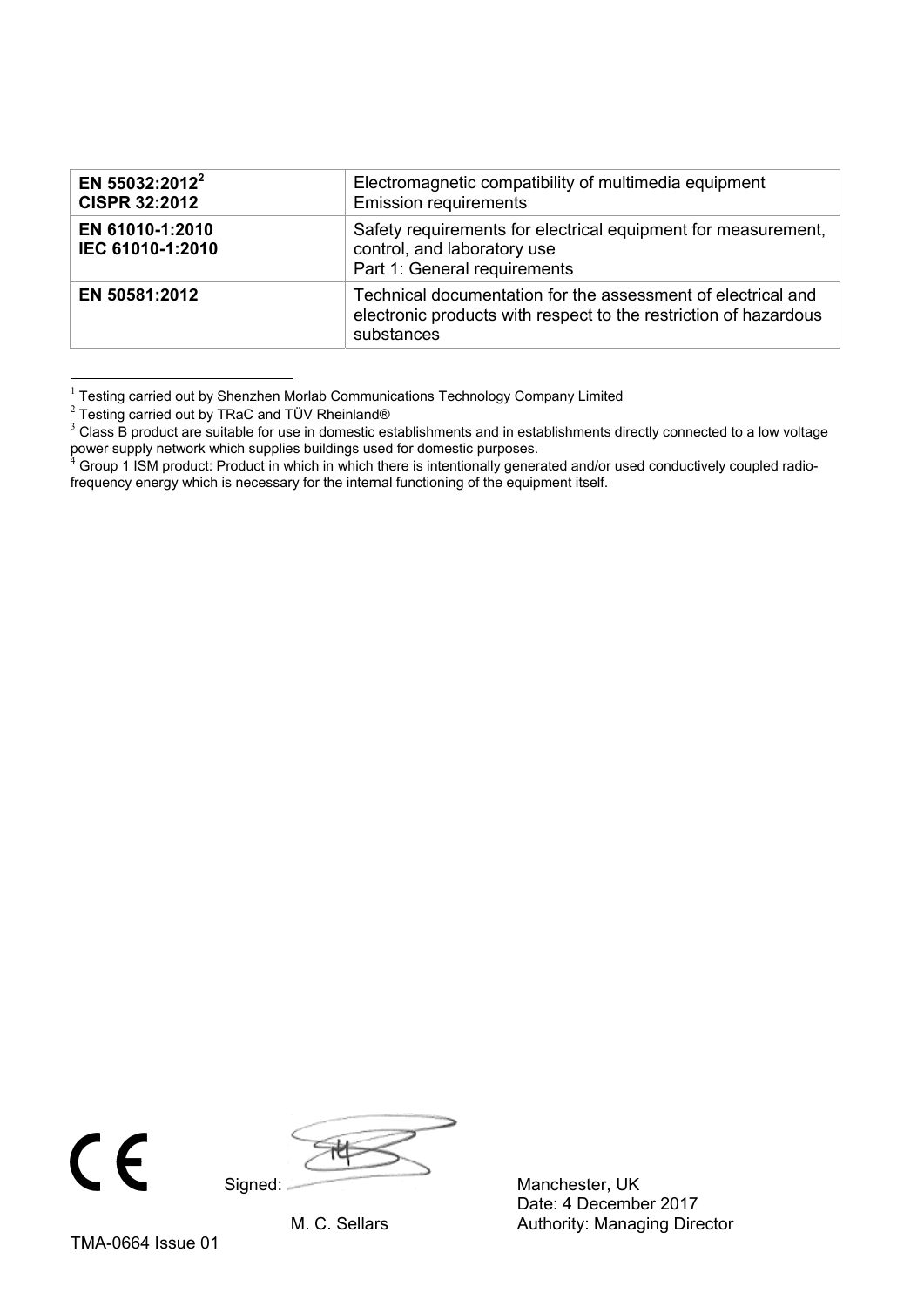| | |
|---|---|
| **EN 55032:2012**[2]<br>**CISPR 32:2012** | Electromagnetic compatibility of multimedia equipment<br>Emission requirements |
| **EN 61010-1:2010**<br>**IEC 61010-1:2010** | Safety requirements for electrical equipment for measurement, control, and laboratory use<br>Part 1: General requirements |
| **EN 50581:2012** | Technical documentation for the assessment of electrical and electronic products with respect to the restriction of hazardous substances |

[1] Testing carried out by Shenzhen Morlab Communications Technology Company Limited

[2] Testing carried out by TRaC and TÜV Rheinland®

[3] Class B product are suitable for use in domestic establishments and in establishments directly connected to a low voltage power supply network which supplies buildings used for domestic purposes.

[4] Group 1 ISM product: Product in which in which there is intentionally generated and/or used conductively coupled radio-frequency energy which is necessary for the internal functioning of the equipment itself.

CE

Signed:

M. C. Sellars

Manchester, UK
Date: 4 December 2017
Authority: Managing Director

TMA-0664 Issue 01